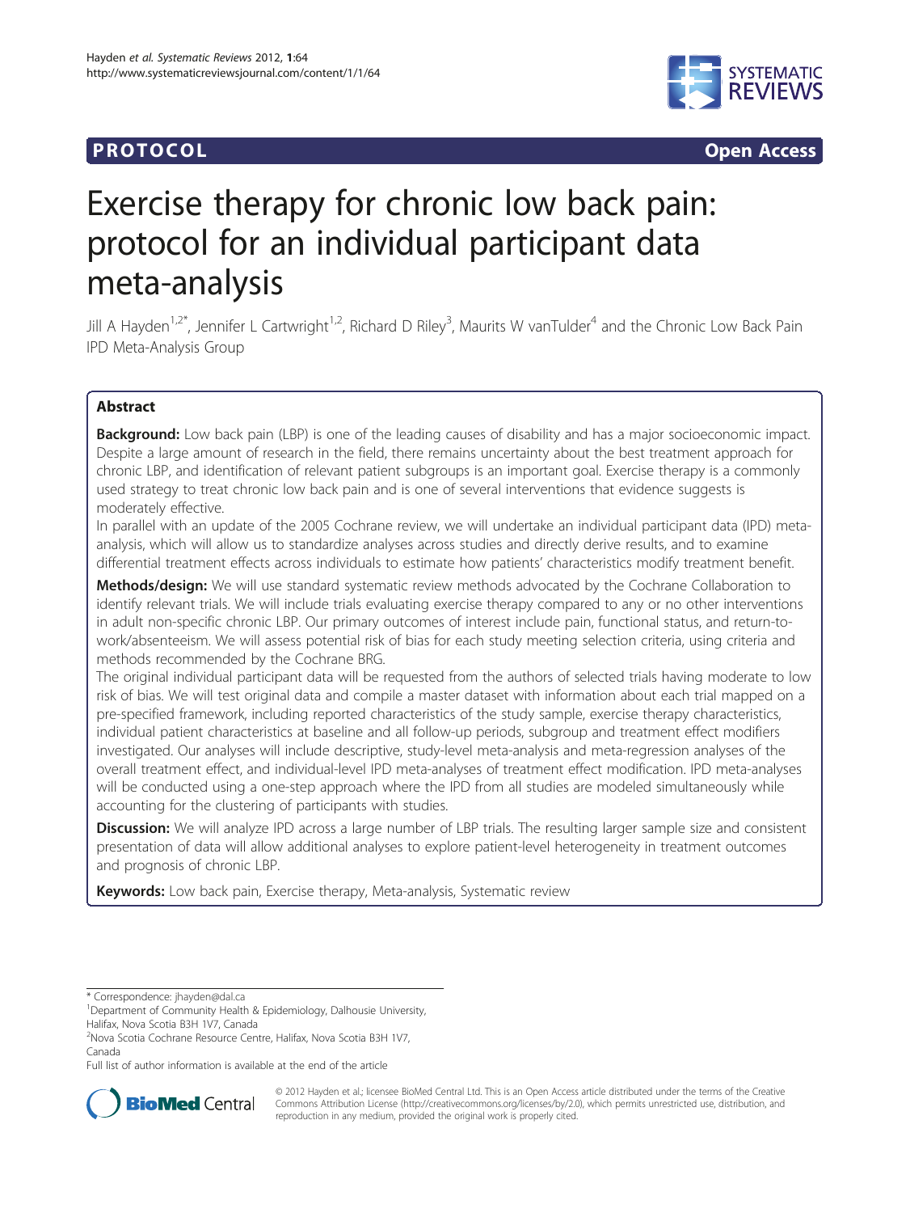**PROTOCOL** **Open Access**

# Exercise therapy for chronic low back pain: protocol for an individual participant data meta-analysis

Jill A Hayden[1,2*], Jennifer L Cartwright[1,2], Richard D Riley[3], Maurits W vanTulder[4] and the Chronic Low Back Pain IPD Meta-Analysis Group

## Abstract

**Background:** Low back pain (LBP) is one of the leading causes of disability and has a major socioeconomic impact. Despite a large amount of research in the field, there remains uncertainty about the best treatment approach for chronic LBP, and identification of relevant patient subgroups is an important goal. Exercise therapy is a commonly used strategy to treat chronic low back pain and is one of several interventions that evidence suggests is moderately effective.

In parallel with an update of the 2005 Cochrane review, we will undertake an individual participant data (IPD) meta-analysis, which will allow us to standardize analyses across studies and directly derive results, and to examine differential treatment effects across individuals to estimate how patients' characteristics modify treatment benefit.

**Methods/design:** We will use standard systematic review methods advocated by the Cochrane Collaboration to identify relevant trials. We will include trials evaluating exercise therapy compared to any or no other interventions in adult non-specific chronic LBP. Our primary outcomes of interest include pain, functional status, and return-to-work/absenteeism. We will assess potential risk of bias for each study meeting selection criteria, using criteria and methods recommended by the Cochrane BRG.

The original individual participant data will be requested from the authors of selected trials having moderate to low risk of bias. We will test original data and compile a master dataset with information about each trial mapped on a pre-specified framework, including reported characteristics of the study sample, exercise therapy characteristics, individual patient characteristics at baseline and all follow-up periods, subgroup and treatment effect modifiers investigated. Our analyses will include descriptive, study-level meta-analysis and meta-regression analyses of the overall treatment effect, and individual-level IPD meta-analyses of treatment effect modification. IPD meta-analyses will be conducted using a one-step approach where the IPD from all studies are modeled simultaneously while accounting for the clustering of participants with studies.

**Discussion:** We will analyze IPD across a large number of LBP trials. The resulting larger sample size and consistent presentation of data will allow additional analyses to explore patient-level heterogeneity in treatment outcomes and prognosis of chronic LBP.

**Keywords:** Low back pain, Exercise therapy, Meta-analysis, Systematic review

\* Correspondence: jhayden@dal.ca

[1]Department of Community Health & Epidemiology, Dalhousie University, Halifax, Nova Scotia B3H 1V7, Canada

[2]Nova Scotia Cochrane Resource Centre, Halifax, Nova Scotia B3H 1V7, Canada

Full list of author information is available at the end of the article

© 2012 Hayden et al.; licensee BioMed Central Ltd. This is an Open Access article distributed under the terms of the Creative Commons Attribution License (http://creativecommons.org/licenses/by/2.0), which permits unrestricted use, distribution, and reproduction in any medium, provided the original work is properly cited.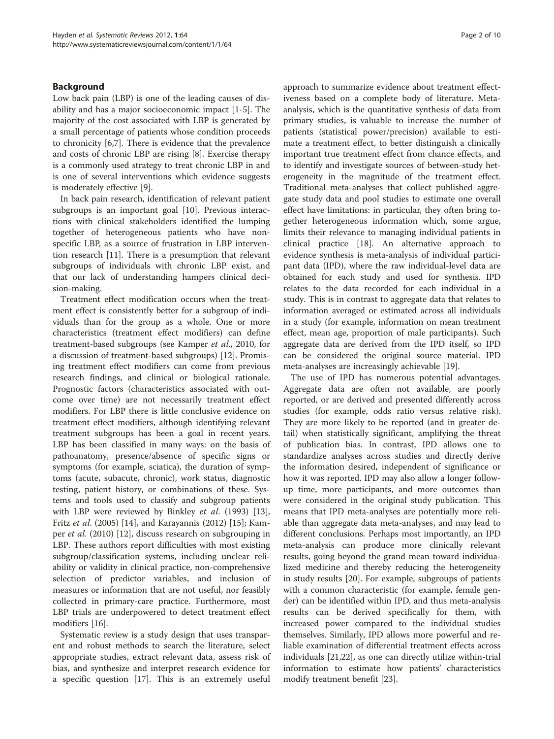## Background

Low back pain (LBP) is one of the leading causes of disability and has a major socioeconomic impact [1-5]. The majority of the cost associated with LBP is generated by a small percentage of patients whose condition proceeds to chronicity [6,7]. There is evidence that the prevalence and costs of chronic LBP are rising [8]. Exercise therapy is a commonly used strategy to treat chronic LBP in and is one of several interventions which evidence suggests is moderately effective [9].

In back pain research, identification of relevant patient subgroups is an important goal [10]. Previous interactions with clinical stakeholders identified the lumping together of heterogeneous patients who have non-specific LBP, as a source of frustration in LBP intervention research [11]. There is a presumption that relevant subgroups of individuals with chronic LBP exist, and that our lack of understanding hampers clinical decision-making.

Treatment effect modification occurs when the treatment effect is consistently better for a subgroup of individuals than for the group as a whole. One or more characteristics (treatment effect modifiers) can define treatment-based subgroups (see Kamper *et al*., 2010, for a discussion of treatment-based subgroups) [12]. Promising treatment effect modifiers can come from previous research findings, and clinical or biological rationale. Prognostic factors (characteristics associated with outcome over time) are not necessarily treatment effect modifiers. For LBP there is little conclusive evidence on treatment effect modifiers, although identifying relevant treatment subgroups has been a goal in recent years. LBP has been classified in many ways: on the basis of pathoanatomy, presence/absence of specific signs or symptoms (for example, sciatica), the duration of symptoms (acute, subacute, chronic), work status, diagnostic testing, patient history, or combinations of these. Systems and tools used to classify and subgroup patients with LBP were reviewed by Binkley *et al*. (1993) [13], Fritz *et al*. (2005) [14], and Karayannis (2012) [15]; Kamper *et al*. (2010) [12], discuss research on subgrouping in LBP. These authors report difficulties with most existing subgroup/classification systems, including unclear reliability or validity in clinical practice, non-comprehensive selection of predictor variables, and inclusion of measures or information that are not useful, nor feasibly collected in primary-care practice. Furthermore, most LBP trials are underpowered to detect treatment effect modifiers [16].

Systematic review is a study design that uses transparent and robust methods to search the literature, select appropriate studies, extract relevant data, assess risk of bias, and synthesize and interpret research evidence for a specific question [17]. This is an extremely useful approach to summarize evidence about treatment effectiveness based on a complete body of literature. Meta-analysis, which is the quantitative synthesis of data from primary studies, is valuable to increase the number of patients (statistical power/precision) available to estimate a treatment effect, to better distinguish a clinically important true treatment effect from chance effects, and to identify and investigate sources of between-study heterogeneity in the magnitude of the treatment effect. Traditional meta-analyses that collect published aggregate study data and pool studies to estimate one overall effect have limitations: in particular, they often bring together heterogeneous information which, some argue, limits their relevance to managing individual patients in clinical practice [18]. An alternative approach to evidence synthesis is meta-analysis of individual participant data (IPD), where the raw individual-level data are obtained for each study and used for synthesis. IPD relates to the data recorded for each individual in a study. This is in contrast to aggregate data that relates to information averaged or estimated across all individuals in a study (for example, information on mean treatment effect, mean age, proportion of male participants). Such aggregate data are derived from the IPD itself, so IPD can be considered the original source material. IPD meta-analyses are increasingly achievable [19].

The use of IPD has numerous potential advantages. Aggregate data are often not available, are poorly reported, or are derived and presented differently across studies (for example, odds ratio versus relative risk). They are more likely to be reported (and in greater detail) when statistically significant, amplifying the threat of publication bias. In contrast, IPD allows one to standardize analyses across studies and directly derive the information desired, independent of significance or how it was reported. IPD may also allow a longer follow-up time, more participants, and more outcomes than were considered in the original study publication. This means that IPD meta-analyses are potentially more reliable than aggregate data meta-analyses, and may lead to different conclusions. Perhaps most importantly, an IPD meta-analysis can produce more clinically relevant results, going beyond the grand mean toward individualized medicine and thereby reducing the heterogeneity in study results [20]. For example, subgroups of patients with a common characteristic (for example, female gender) can be identified within IPD, and thus meta-analysis results can be derived specifically for them, with increased power compared to the individual studies themselves. Similarly, IPD allows more powerful and reliable examination of differential treatment effects across individuals [21,22], as one can directly utilize within-trial information to estimate how patients' characteristics modify treatment benefit [23].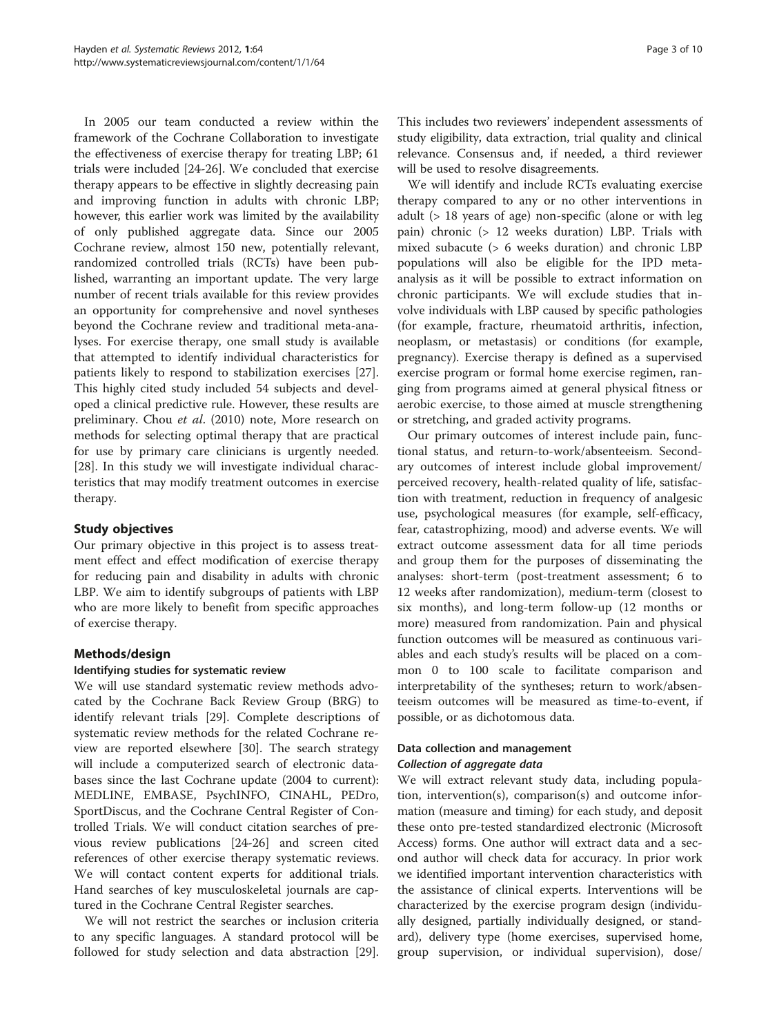In 2005 our team conducted a review within the framework of the Cochrane Collaboration to investigate the effectiveness of exercise therapy for treating LBP; 61 trials were included [24-26]. We concluded that exercise therapy appears to be effective in slightly decreasing pain and improving function in adults with chronic LBP; however, this earlier work was limited by the availability of only published aggregate data. Since our 2005 Cochrane review, almost 150 new, potentially relevant, randomized controlled trials (RCTs) have been published, warranting an important update. The very large number of recent trials available for this review provides an opportunity for comprehensive and novel syntheses beyond the Cochrane review and traditional meta-analyses. For exercise therapy, one small study is available that attempted to identify individual characteristics for patients likely to respond to stabilization exercises [27]. This highly cited study included 54 subjects and developed a clinical predictive rule. However, these results are preliminary. Chou *et al*. (2010) note, More research on methods for selecting optimal therapy that are practical for use by primary care clinicians is urgently needed. [28]. In this study we will investigate individual characteristics that may modify treatment outcomes in exercise therapy.

## Study objectives

Our primary objective in this project is to assess treatment effect and effect modification of exercise therapy for reducing pain and disability in adults with chronic LBP. We aim to identify subgroups of patients with LBP who are more likely to benefit from specific approaches of exercise therapy.

## Methods/design

### Identifying studies for systematic review

We will use standard systematic review methods advocated by the Cochrane Back Review Group (BRG) to identify relevant trials [29]. Complete descriptions of systematic review methods for the related Cochrane review are reported elsewhere [30]. The search strategy will include a computerized search of electronic databases since the last Cochrane update (2004 to current): MEDLINE, EMBASE, PsychINFO, CINAHL, PEDro, SportDiscus, and the Cochrane Central Register of Controlled Trials. We will conduct citation searches of previous review publications [24-26] and screen cited references of other exercise therapy systematic reviews. We will contact content experts for additional trials. Hand searches of key musculoskeletal journals are captured in the Cochrane Central Register searches.

We will not restrict the searches or inclusion criteria to any specific languages. A standard protocol will be followed for study selection and data abstraction [29]. This includes two reviewers' independent assessments of study eligibility, data extraction, trial quality and clinical relevance. Consensus and, if needed, a third reviewer will be used to resolve disagreements.

We will identify and include RCTs evaluating exercise therapy compared to any or no other interventions in adult (> 18 years of age) non-specific (alone or with leg pain) chronic (> 12 weeks duration) LBP. Trials with mixed subacute (> 6 weeks duration) and chronic LBP populations will also be eligible for the IPD meta-analysis as it will be possible to extract information on chronic participants. We will exclude studies that involve individuals with LBP caused by specific pathologies (for example, fracture, rheumatoid arthritis, infection, neoplasm, or metastasis) or conditions (for example, pregnancy). Exercise therapy is defined as a supervised exercise program or formal home exercise regimen, ranging from programs aimed at general physical fitness or aerobic exercise, to those aimed at muscle strengthening or stretching, and graded activity programs.

Our primary outcomes of interest include pain, functional status, and return-to-work/absenteeism. Secondary outcomes of interest include global improvement/perceived recovery, health-related quality of life, satisfaction with treatment, reduction in frequency of analgesic use, psychological measures (for example, self-efficacy, fear, catastrophizing, mood) and adverse events. We will extract outcome assessment data for all time periods and group them for the purposes of disseminating the analyses: short-term (post-treatment assessment; 6 to 12 weeks after randomization), medium-term (closest to six months), and long-term follow-up (12 months or more) measured from randomization. Pain and physical function outcomes will be measured as continuous variables and each study's results will be placed on a common 0 to 100 scale to facilitate comparison and interpretability of the syntheses; return to work/absenteeism outcomes will be measured as time-to-event, if possible, or as dichotomous data.

### Data collection and management

#### *Collection of aggregate data*

We will extract relevant study data, including population, intervention(s), comparison(s) and outcome information (measure and timing) for each study, and deposit these onto pre-tested standardized electronic (Microsoft Access) forms. One author will extract data and a second author will check data for accuracy. In prior work we identified important intervention characteristics with the assistance of clinical experts. Interventions will be characterized by the exercise program design (individually designed, partially individually designed, or standard), delivery type (home exercises, supervised home, group supervision, or individual supervision), dose/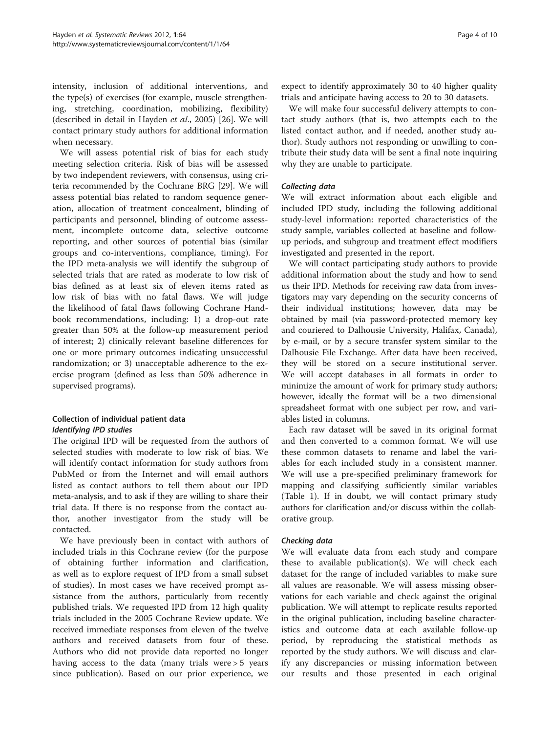intensity, inclusion of additional interventions, and the type(s) of exercises (for example, muscle strengthening, stretching, coordination, mobilizing, flexibility) (described in detail in Hayden *et al*., 2005) [26]. We will contact primary study authors for additional information when necessary.

We will assess potential risk of bias for each study meeting selection criteria. Risk of bias will be assessed by two independent reviewers, with consensus, using criteria recommended by the Cochrane BRG [29]. We will assess potential bias related to random sequence generation, allocation of treatment concealment, blinding of participants and personnel, blinding of outcome assessment, incomplete outcome data, selective outcome reporting, and other sources of potential bias (similar groups and co-interventions, compliance, timing). For the IPD meta-analysis we will identify the subgroup of selected trials that are rated as moderate to low risk of bias defined as at least six of eleven items rated as low risk of bias with no fatal flaws. We will judge the likelihood of fatal flaws following Cochrane Handbook recommendations, including: 1) a drop-out rate greater than 50% at the follow-up measurement period of interest; 2) clinically relevant baseline differences for one or more primary outcomes indicating unsuccessful randomization; or 3) unacceptable adherence to the exercise program (defined as less than 50% adherence in supervised programs).

## Collection of individual patient data

### *Identifying IPD studies*

The original IPD will be requested from the authors of selected studies with moderate to low risk of bias. We will identify contact information for study authors from PubMed or from the Internet and will email authors listed as contact authors to tell them about our IPD meta-analysis, and to ask if they are willing to share their trial data. If there is no response from the contact author, another investigator from the study will be contacted.

We have previously been in contact with authors of included trials in this Cochrane review (for the purpose of obtaining further information and clarification, as well as to explore request of IPD from a small subset of studies). In most cases we have received prompt assistance from the authors, particularly from recently published trials. We requested IPD from 12 high quality trials included in the 2005 Cochrane Review update. We received immediate responses from eleven of the twelve authors and received datasets from four of these. Authors who did not provide data reported no longer having access to the data (many trials were > 5 years since publication). Based on our prior experience, we expect to identify approximately 30 to 40 higher quality trials and anticipate having access to 20 to 30 datasets.

We will make four successful delivery attempts to contact study authors (that is, two attempts each to the listed contact author, and if needed, another study author). Study authors not responding or unwilling to contribute their study data will be sent a final note inquiring why they are unable to participate.

### *Collecting data*

We will extract information about each eligible and included IPD study, including the following additional study-level information: reported characteristics of the study sample, variables collected at baseline and follow-up periods, and subgroup and treatment effect modifiers investigated and presented in the report.

We will contact participating study authors to provide additional information about the study and how to send us their IPD. Methods for receiving raw data from investigators may vary depending on the security concerns of their individual institutions; however, data may be obtained by mail (via password-protected memory key and couriered to Dalhousie University, Halifax, Canada), by e-mail, or by a secure transfer system similar to the Dalhousie File Exchange. After data have been received, they will be stored on a secure institutional server. We will accept databases in all formats in order to minimize the amount of work for primary study authors; however, ideally the format will be a two dimensional spreadsheet format with one subject per row, and variables listed in columns.

Each raw dataset will be saved in its original format and then converted to a common format. We will use these common datasets to rename and label the variables for each included study in a consistent manner. We will use a pre-specified preliminary framework for mapping and classifying sufficiently similar variables (Table 1). If in doubt, we will contact primary study authors for clarification and/or discuss within the collaborative group.

### *Checking data*

We will evaluate data from each study and compare these to available publication(s). We will check each dataset for the range of included variables to make sure all values are reasonable. We will assess missing observations for each variable and check against the original publication. We will attempt to replicate results reported in the original publication, including baseline characteristics and outcome data at each available follow-up period, by reproducing the statistical methods as reported by the study authors. We will discuss and clarify any discrepancies or missing information between our results and those presented in each original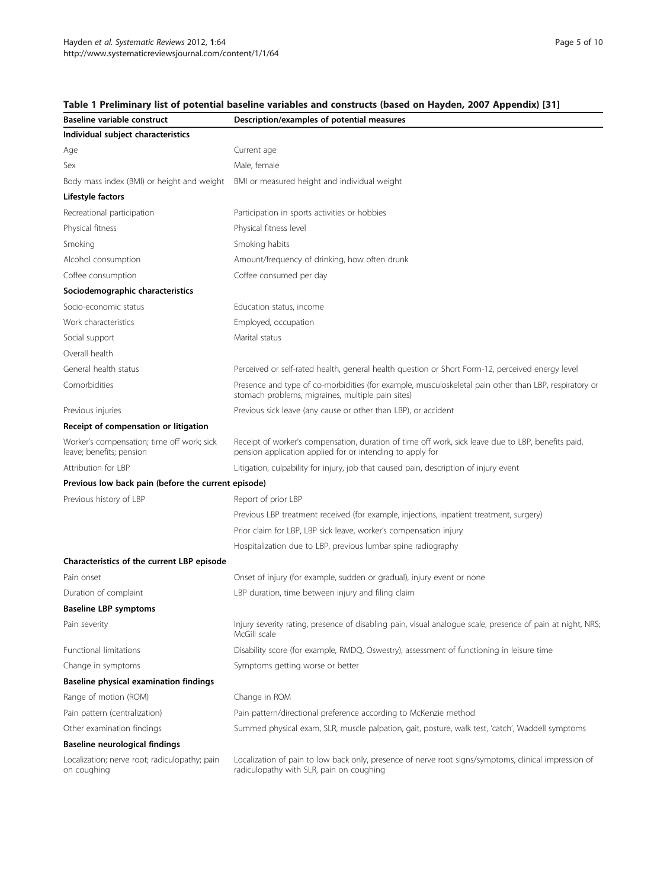**Table 1 Preliminary list of potential baseline variables and constructs (based on Hayden, 2007 Appendix) [31]**

| Baseline variable construct | Description/examples of potential measures |
| --- | --- |
| **Individual subject characteristics** | |
| Age | Current age |
| Sex | Male, female |
| Body mass index (BMI) or height and weight | BMI or measured height and individual weight |
| **Lifestyle factors** | |
| Recreational participation | Participation in sports activities or hobbies |
| Physical fitness | Physical fitness level |
| Smoking | Smoking habits |
| Alcohol consumption | Amount/frequency of drinking, how often drunk |
| Coffee consumption | Coffee consumed per day |
| **Sociodemographic characteristics** | |
| Socio-economic status | Education status, income |
| Work characteristics | Employed, occupation |
| Social support | Marital status |
| Overall health | |
| General health status | Perceived or self-rated health, general health question or Short Form-12, perceived energy level |
| Comorbidities | Presence and type of co-morbidities (for example, musculoskeletal pain other than LBP, respiratory or stomach problems, migraines, multiple pain sites) |
| Previous injuries | Previous sick leave (any cause or other than LBP), or accident |
| **Receipt of compensation or litigation** | |
| Worker's compensation; time off work; sick leave; benefits; pension | Receipt of worker's compensation, duration of time off work, sick leave due to LBP, benefits paid, pension application applied for or intending to apply for |
| Attribution for LBP | Litigation, culpability for injury, job that caused pain, description of injury event |
| **Previous low back pain (before the current episode)** | |
| Previous history of LBP | Report of prior LBP |
| | Previous LBP treatment received (for example, injections, inpatient treatment, surgery) |
| | Prior claim for LBP, LBP sick leave, worker's compensation injury |
| | Hospitalization due to LBP, previous lumbar spine radiography |
| **Characteristics of the current LBP episode** | |
| Pain onset | Onset of injury (for example, sudden or gradual), injury event or none |
| Duration of complaint | LBP duration, time between injury and filing claim |
| **Baseline LBP symptoms** | |
| Pain severity | Injury severity rating, presence of disabling pain, visual analogue scale, presence of pain at night, NRS; McGill scale |
| Functional limitations | Disability score (for example, RMDQ, Oswestry), assessment of functioning in leisure time |
| Change in symptoms | Symptoms getting worse or better |
| **Baseline physical examination findings** | |
| Range of motion (ROM) | Change in ROM |
| Pain pattern (centralization) | Pain pattern/directional preference according to McKenzie method |
| Other examination findings | Summed physical exam, SLR, muscle palpation, gait, posture, walk test, 'catch', Waddell symptoms |
| **Baseline neurological findings** | |
| Localization; nerve root; radiculopathy; pain on coughing | Localization of pain to low back only, presence of nerve root signs/symptoms, clinical impression of radiculopathy with SLR, pain on coughing |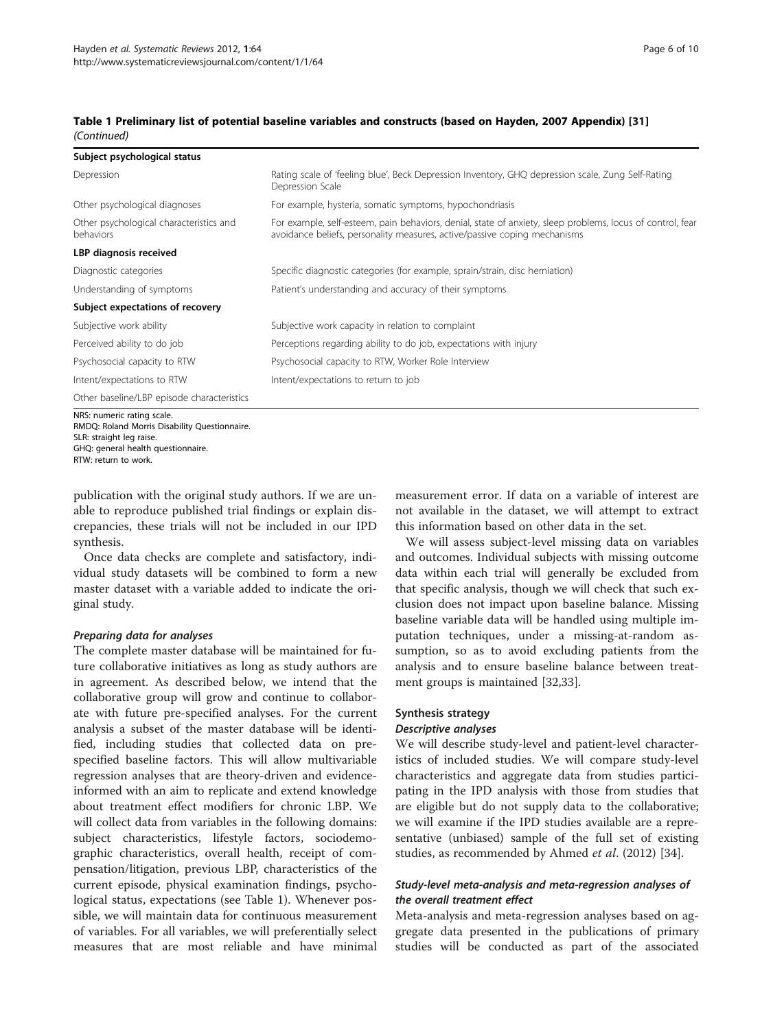**Table 1 Preliminary list of potential baseline variables and constructs (based on Hayden, 2007 Appendix) [31]** *(Continued)*

| | |
|---|---|
| **Subject psychological status** | |
| Depression | Rating scale of 'feeling blue', Beck Depression Inventory, GHQ depression scale, Zung Self-Rating Depression Scale |
| Other psychological diagnoses | For example, hysteria, somatic symptoms, hypochondriasis |
| Other psychological characteristics and behaviors | For example, self-esteem, pain behaviors, denial, state of anxiety, sleep problems, locus of control, fear avoidance beliefs, personality measures, active/passive coping mechanisms |
| **LBP diagnosis received** | |
| Diagnostic categories | Specific diagnostic categories (for example, sprain/strain, disc herniation) |
| Understanding of symptoms | Patient's understanding and accuracy of their symptoms |
| **Subject expectations of recovery** | |
| Subjective work ability | Subjective work capacity in relation to complaint |
| Perceived ability to do job | Perceptions regarding ability to do job, expectations with injury |
| Psychosocial capacity to RTW | Psychosocial capacity to RTW, Worker Role Interview |
| Intent/expectations to RTW | Intent/expectations to return to job |
| Other baseline/LBP episode characteristics | |

NRS: numeric rating scale.
RMDQ: Roland Morris Disability Questionnaire.
SLR: straight leg raise.
GHQ: general health questionnaire.
RTW: return to work.

publication with the original study authors. If we are unable to reproduce published trial findings or explain discrepancies, these trials will not be included in our IPD synthesis.

Once data checks are complete and satisfactory, individual study datasets will be combined to form a new master dataset with a variable added to indicate the original study.

#### *Preparing data for analyses*

The complete master database will be maintained for future collaborative initiatives as long as study authors are in agreement. As described below, we intend that the collaborative group will grow and continue to collaborate with future pre-specified analyses. For the current analysis a subset of the master database will be identified, including studies that collected data on pre-specified baseline factors. This will allow multivariable regression analyses that are theory-driven and evidence-informed with an aim to replicate and extend knowledge about treatment effect modifiers for chronic LBP. We will collect data from variables in the following domains: subject characteristics, lifestyle factors, sociodemographic characteristics, overall health, receipt of compensation/litigation, previous LBP, characteristics of the current episode, physical examination findings, psychological status, expectations (see Table 1). Whenever possible, we will maintain data for continuous measurement of variables. For all variables, we will preferentially select measures that are most reliable and have minimal measurement error. If data on a variable of interest are not available in the dataset, we will attempt to extract this information based on other data in the set.

We will assess subject-level missing data on variables and outcomes. Individual subjects with missing outcome data within each trial will generally be excluded from that specific analysis, though we will check that such exclusion does not impact upon baseline balance. Missing baseline variable data will be handled using multiple imputation techniques, under a missing-at-random assumption, so as to avoid excluding patients from the analysis and to ensure baseline balance between treatment groups is maintained [32,33].

### Synthesis strategy

#### *Descriptive analyses*

We will describe study-level and patient-level characteristics of included studies. We will compare study-level characteristics and aggregate data from studies participating in the IPD analysis with those from studies that are eligible but do not supply data to the collaborative; we will examine if the IPD studies available are a representative (unbiased) sample of the full set of existing studies, as recommended by Ahmed *et al.* (2012) [34].

#### *Study-level meta-analysis and meta-regression analyses of the overall treatment effect*

Meta-analysis and meta-regression analyses based on aggregate data presented in the publications of primary studies will be conducted as part of the associated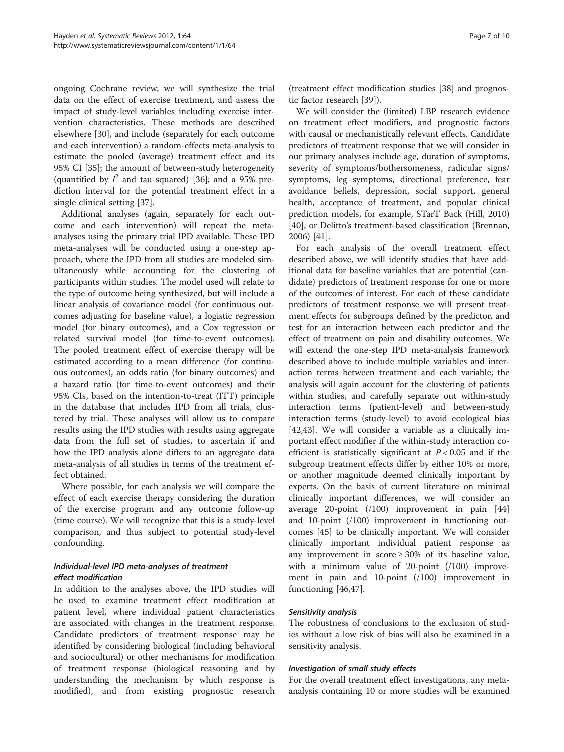ongoing Cochrane review; we will synthesize the trial data on the effect of exercise treatment, and assess the impact of study-level variables including exercise intervention characteristics. These methods are described elsewhere [30], and include (separately for each outcome and each intervention) a random-effects meta-analysis to estimate the pooled (average) treatment effect and its 95% CI [35]; the amount of between-study heterogeneity (quantified by $I^2$ and tau-squared) [36]; and a 95% prediction interval for the potential treatment effect in a single clinical setting [37].

Additional analyses (again, separately for each outcome and each intervention) will repeat the meta-analyses using the primary trial IPD available. These IPD meta-analyses will be conducted using a one-step approach, where the IPD from all studies are modeled simultaneously while accounting for the clustering of participants within studies. The model used will relate to the type of outcome being synthesized, but will include a linear analysis of covariance model (for continuous outcomes adjusting for baseline value), a logistic regression model (for binary outcomes), and a Cox regression or related survival model (for time-to-event outcomes). The pooled treatment effect of exercise therapy will be estimated according to a mean difference (for continuous outcomes), an odds ratio (for binary outcomes) and a hazard ratio (for time-to-event outcomes) and their 95% CIs, based on the intention-to-treat (ITT) principle in the database that includes IPD from all trials, clustered by trial. These analyses will allow us to compare results using the IPD studies with results using aggregate data from the full set of studies, to ascertain if and how the IPD analysis alone differs to an aggregate data meta-analysis of all studies in terms of the treatment effect obtained.

Where possible, for each analysis we will compare the effect of each exercise therapy considering the duration of the exercise program and any outcome follow-up (time course). We will recognize that this is a study-level comparison, and thus subject to potential study-level confounding.

#### *Individual-level IPD meta-analyses of treatment effect modification*

In addition to the analyses above, the IPD studies will be used to examine treatment effect modification at patient level, where individual patient characteristics are associated with changes in the treatment response. Candidate predictors of treatment response may be identified by considering biological (including behavioral and sociocultural) or other mechanisms for modification of treatment response (biological reasoning and by understanding the mechanism by which response is modified), and from existing prognostic research (treatment effect modification studies [38] and prognostic factor research [39]).

We will consider the (limited) LBP research evidence on treatment effect modifiers, and prognostic factors with causal or mechanistically relevant effects. Candidate predictors of treatment response that we will consider in our primary analyses include age, duration of symptoms, severity of symptoms/bothersomeness, radicular signs/symptoms, leg symptoms, directional preference, fear avoidance beliefs, depression, social support, general health, acceptance of treatment, and popular clinical prediction models, for example, STarT Back (Hill, 2010) [40], or Delitto's treatment-based classification (Brennan, 2006) [41].

For each analysis of the overall treatment effect described above, we will identify studies that have additional data for baseline variables that are potential (candidate) predictors of treatment response for one or more of the outcomes of interest. For each of these candidate predictors of treatment response we will present treatment effects for subgroups defined by the predictor, and test for an interaction between each predictor and the effect of treatment on pain and disability outcomes. We will extend the one-step IPD meta-analysis framework described above to include multiple variables and interaction terms between treatment and each variable; the analysis will again account for the clustering of patients within studies, and carefully separate out within-study interaction terms (patient-level) and between-study interaction terms (study-level) to avoid ecological bias [42,43]. We will consider a variable as a clinically important effect modifier if the within-study interaction coefficient is statistically significant at $P < 0.05$ and if the subgroup treatment effects differ by either 10% or more, or another magnitude deemed clinically important by experts. On the basis of current literature on minimal clinically important differences, we will consider an average 20-point (/100) improvement in pain [44] and 10-point (/100) improvement in functioning outcomes [45] to be clinically important. We will consider clinically important individual patient response as any improvement in score $\geq 30\%$ of its baseline value, with a minimum value of 20-point (/100) improvement in pain and 10-point (/100) improvement in functioning [46,47].

#### *Sensitivity analysis*

The robustness of conclusions to the exclusion of studies without a low risk of bias will also be examined in a sensitivity analysis.

#### *Investigation of small study effects*

For the overall treatment effect investigations, any meta-analysis containing 10 or more studies will be examined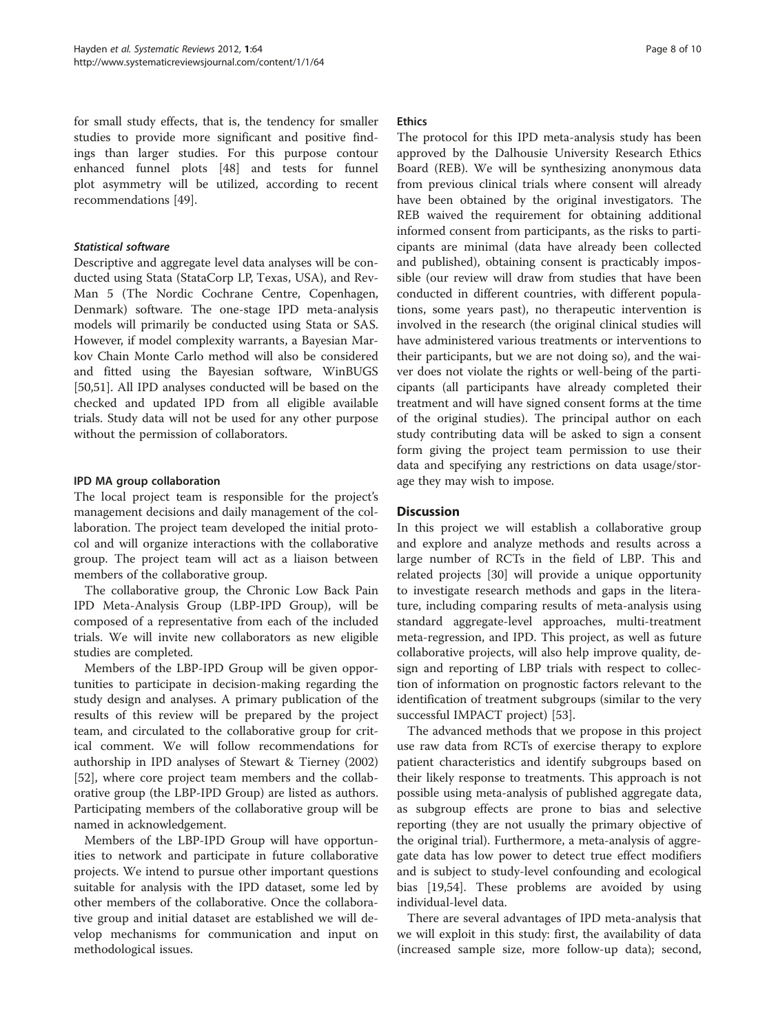for small study effects, that is, the tendency for smaller studies to provide more significant and positive findings than larger studies. For this purpose contour enhanced funnel plots [48] and tests for funnel plot asymmetry will be utilized, according to recent recommendations [49].

#### *Statistical software*

Descriptive and aggregate level data analyses will be conducted using Stata (StataCorp LP, Texas, USA), and RevMan 5 (The Nordic Cochrane Centre, Copenhagen, Denmark) software. The one-stage IPD meta-analysis models will primarily be conducted using Stata or SAS. However, if model complexity warrants, a Bayesian Markov Chain Monte Carlo method will also be considered and fitted using the Bayesian software, WinBUGS [50,51]. All IPD analyses conducted will be based on the checked and updated IPD from all eligible available trials. Study data will not be used for any other purpose without the permission of collaborators.

### IPD MA group collaboration

The local project team is responsible for the project's management decisions and daily management of the collaboration. The project team developed the initial protocol and will organize interactions with the collaborative group. The project team will act as a liaison between members of the collaborative group.

The collaborative group, the Chronic Low Back Pain IPD Meta-Analysis Group (LBP-IPD Group), will be composed of a representative from each of the included trials. We will invite new collaborators as new eligible studies are completed.

Members of the LBP-IPD Group will be given opportunities to participate in decision-making regarding the study design and analyses. A primary publication of the results of this review will be prepared by the project team, and circulated to the collaborative group for critical comment. We will follow recommendations for authorship in IPD analyses of Stewart & Tierney (2002) [52], where core project team members and the collaborative group (the LBP-IPD Group) are listed as authors. Participating members of the collaborative group will be named in acknowledgement.

Members of the LBP-IPD Group will have opportunities to network and participate in future collaborative projects. We intend to pursue other important questions suitable for analysis with the IPD dataset, some led by other members of the collaborative. Once the collaborative group and initial dataset are established we will develop mechanisms for communication and input on methodological issues.

### Ethics

The protocol for this IPD meta-analysis study has been approved by the Dalhousie University Research Ethics Board (REB). We will be synthesizing anonymous data from previous clinical trials where consent will already have been obtained by the original investigators. The REB waived the requirement for obtaining additional informed consent from participants, as the risks to participants are minimal (data have already been collected and published), obtaining consent is practicably impossible (our review will draw from studies that have been conducted in different countries, with different populations, some years past), no therapeutic intervention is involved in the research (the original clinical studies will have administered various treatments or interventions to their participants, but we are not doing so), and the waiver does not violate the rights or well-being of the participants (all participants have already completed their treatment and will have signed consent forms at the time of the original studies). The principal author on each study contributing data will be asked to sign a consent form giving the project team permission to use their data and specifying any restrictions on data usage/storage they may wish to impose.

## Discussion

In this project we will establish a collaborative group and explore and analyze methods and results across a large number of RCTs in the field of LBP. This and related projects [30] will provide a unique opportunity to investigate research methods and gaps in the literature, including comparing results of meta-analysis using standard aggregate-level approaches, multi-treatment meta-regression, and IPD. This project, as well as future collaborative projects, will also help improve quality, design and reporting of LBP trials with respect to collection of information on prognostic factors relevant to the identification of treatment subgroups (similar to the very successful IMPACT project) [53].

The advanced methods that we propose in this project use raw data from RCTs of exercise therapy to explore patient characteristics and identify subgroups based on their likely response to treatments. This approach is not possible using meta-analysis of published aggregate data, as subgroup effects are prone to bias and selective reporting (they are not usually the primary objective of the original trial). Furthermore, a meta-analysis of aggregate data has low power to detect true effect modifiers and is subject to study-level confounding and ecological bias [19,54]. These problems are avoided by using individual-level data.

There are several advantages of IPD meta-analysis that we will exploit in this study: first, the availability of data (increased sample size, more follow-up data); second,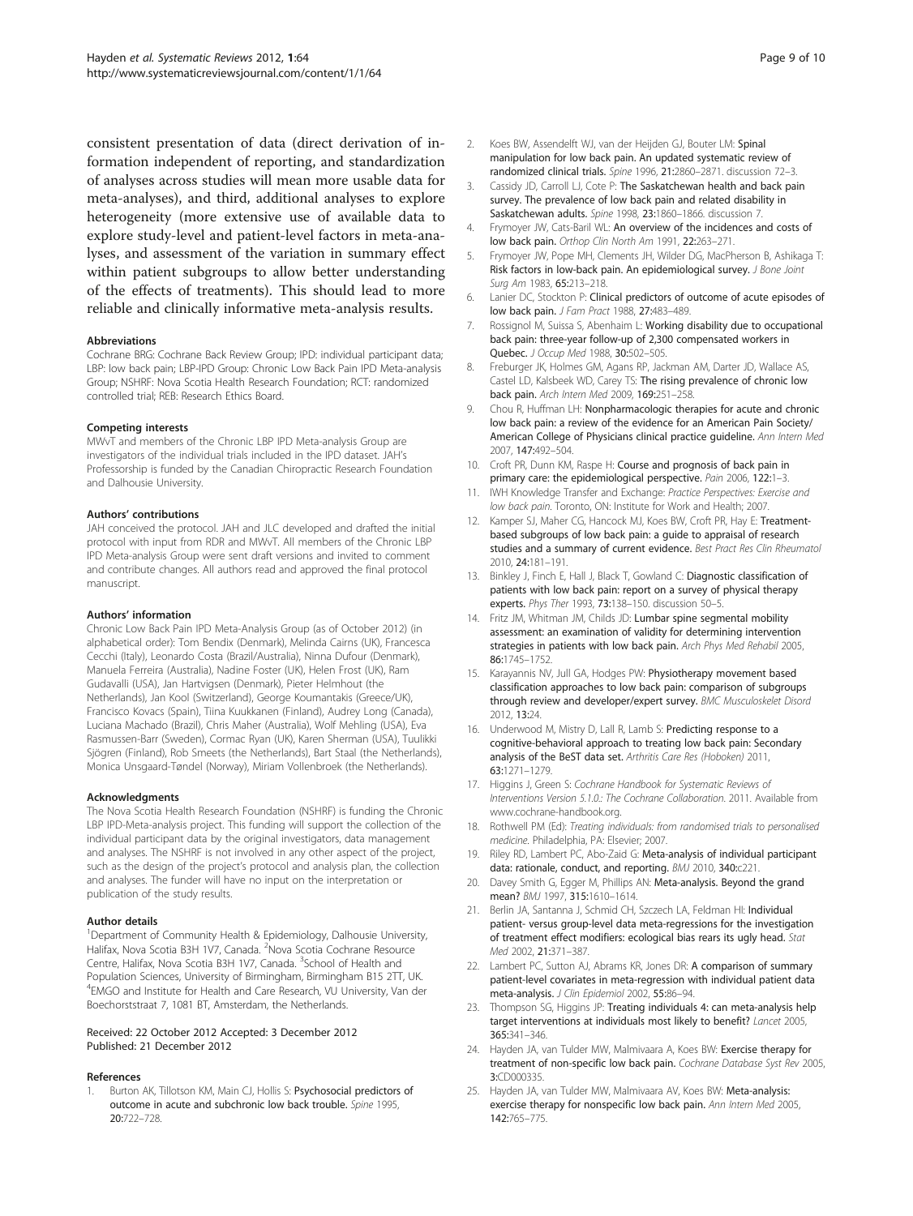consistent presentation of data (direct derivation of information independent of reporting, and standardization of analyses across studies will mean more usable data for meta-analyses), and third, additional analyses to explore heterogeneity (more extensive use of available data to explore study-level and patient-level factors in meta-analyses, and assessment of the variation in summary effect within patient subgroups to allow better understanding of the effects of treatments). This should lead to more reliable and clinically informative meta-analysis results.

#### Abbreviations

Cochrane BRG: Cochrane Back Review Group; IPD: individual participant data; LBP: low back pain; LBP-IPD Group: Chronic Low Back Pain IPD Meta-analysis Group; NSHRF: Nova Scotia Health Research Foundation; RCT: randomized controlled trial; REB: Research Ethics Board.

#### Competing interests

MWvT and members of the Chronic LBP IPD Meta-analysis Group are investigators of the individual trials included in the IPD dataset. JAH's Professorship is funded by the Canadian Chiropractic Research Foundation and Dalhousie University.

#### Authors' contributions

JAH conceived the protocol. JAH and JLC developed and drafted the initial protocol with input from RDR and MWvT. All members of the Chronic LBP IPD Meta-analysis Group were sent draft versions and invited to comment and contribute changes. All authors read and approved the final protocol manuscript.

#### Authors' information

Chronic Low Back Pain IPD Meta-Analysis Group (as of October 2012) (in alphabetical order): Tom Bendix (Denmark), Melinda Cairns (UK), Francesca Cecchi (Italy), Leonardo Costa (Brazil/Australia), Ninna Dufour (Denmark), Manuela Ferreira (Australia), Nadine Foster (UK), Helen Frost (UK), Ram Gudavalli (USA), Jan Hartvigsen (Denmark), Pieter Helmhout (the Netherlands), Jan Kool (Switzerland), George Koumantakis (Greece/UK), Francisco Kovacs (Spain), Tiina Kuukkanen (Finland), Audrey Long (Canada), Luciana Machado (Brazil), Chris Maher (Australia), Wolf Mehling (USA), Eva Rasmussen-Barr (Sweden), Cormac Ryan (UK), Karen Sherman (USA), Tuulikki Sjögren (Finland), Rob Smeets (the Netherlands), Bart Staal (the Netherlands), Monica Unsgaard-Tøndel (Norway), Miriam Vollenbroek (the Netherlands).

#### Acknowledgments

The Nova Scotia Health Research Foundation (NSHRF) is funding the Chronic LBP IPD-Meta-analysis project. This funding will support the collection of the individual participant data by the original investigators, data management and analyses. The NSHRF is not involved in any other aspect of the project, such as the design of the project's protocol and analysis plan, the collection and analyses. The funder will have no input on the interpretation or publication of the study results.

#### Author details

[1]Department of Community Health & Epidemiology, Dalhousie University, Halifax, Nova Scotia B3H 1V7, Canada. [2]Nova Scotia Cochrane Resource Centre, Halifax, Nova Scotia B3H 1V7, Canada. [3]School of Health and Population Sciences, University of Birmingham, Birmingham B15 2TT, UK. [4]EMGO and Institute for Health and Care Research, VU University, Van der Boechorststraat 7, 1081 BT, Amsterdam, the Netherlands.

Received: 22 October 2012 Accepted: 3 December 2012
Published: 21 December 2012

#### References

1. Burton AK, Tillotson KM, Main CJ, Hollis S: **Psychosocial predictors of outcome in acute and subchronic low back trouble.** *Spine* 1995, **20:**722–728.
2. Koes BW, Assendelft WJ, van der Heijden GJ, Bouter LM: **Spinal manipulation for low back pain. An updated systematic review of randomized clinical trials.** *Spine* 1996, **21:**2860–2871. discussion 72–3.
3. Cassidy JD, Carroll LJ, Cote P: **The Saskatchewan health and back pain survey. The prevalence of low back pain and related disability in Saskatchewan adults.** *Spine* 1998, **23:**1860–1866. discussion 7.
4. Frymoyer JW, Cats-Baril WL: **An overview of the incidences and costs of low back pain.** *Orthop Clin North Am* 1991, **22:**263–271.
5. Frymoyer JW, Pope MH, Clements JH, Wilder DG, MacPherson B, Ashikaga T: **Risk factors in low-back pain. An epidemiological survey.** *J Bone Joint Surg Am* 1983, **65:**213–218.
6. Lanier DC, Stockton P: **Clinical predictors of outcome of acute episodes of low back pain.** *J Fam Pract* 1988, **27:**483–489.
7. Rossignol M, Suissa S, Abenhaim L: **Working disability due to occupational back pain: three-year follow-up of 2,300 compensated workers in Quebec.** *J Occup Med* 1988, **30:**502–505.
8. Freburger JK, Holmes GM, Agans RP, Jackman AM, Darter JD, Wallace AS, Castel LD, Kalsbeek WD, Carey TS: **The rising prevalence of chronic low back pain.** *Arch Intern Med* 2009, **169:**251–258.
9. Chou R, Huffman LH: **Nonpharmacologic therapies for acute and chronic low back pain: a review of the evidence for an American Pain Society/American College of Physicians clinical practice guideline.** *Ann Intern Med* 2007, **147:**492–504.
10. Croft PR, Dunn KM, Raspe H: **Course and prognosis of back pain in primary care: the epidemiological perspective.** *Pain* 2006, **122:**1–3.
11. IWH Knowledge Transfer and Exchange: *Practice Perspectives: Exercise and low back pain.* Toronto, ON: Institute for Work and Health; 2007.
12. Kamper SJ, Maher CG, Hancock MJ, Koes BW, Croft PR, Hay E: **Treatment-based subgroups of low back pain: a guide to appraisal of research studies and a summary of current evidence.** *Best Pract Res Clin Rheumatol* 2010, **24:**181–191.
13. Binkley J, Finch E, Hall J, Black T, Gowland C: **Diagnostic classification of patients with low back pain: report on a survey of physical therapy experts.** *Phys Ther* 1993, **73:**138–150. discussion 50–5.
14. Fritz JM, Whitman JM, Childs JD: **Lumbar spine segmental mobility assessment: an examination of validity for determining intervention strategies in patients with low back pain.** *Arch Phys Med Rehabil* 2005, **86:**1745–1752.
15. Karayannis NV, Jull GA, Hodges PW: **Physiotherapy movement based classification approaches to low back pain: comparison of subgroups through review and developer/expert survey.** *BMC Musculoskelet Disord* 2012, **13:**24.
16. Underwood M, Mistry D, Lall R, Lamb S: **Predicting response to a cognitive-behavioral approach to treating low back pain: Secondary analysis of the BeST data set.** *Arthritis Care Res (Hoboken)* 2011, **63:**1271–1279.
17. Higgins J, Green S: *Cochrane Handbook for Systematic Reviews of Interventions Version 5.1.0.: The Cochrane Collaboration.* 2011. Available from www.cochrane-handbook.org.
18. Rothwell PM (Ed): *Treating individuals: from randomised trials to personalised medicine.* Philadelphia, PA: Elsevier; 2007.
19. Riley RD, Lambert PC, Abo-Zaid G: **Meta-analysis of individual participant data: rationale, conduct, and reporting.** *BMJ* 2010, **340:**c221.
20. Davey Smith G, Egger M, Phillips AN: **Meta-analysis. Beyond the grand mean?** *BMJ* 1997, **315:**1610–1614.
21. Berlin JA, Santanna J, Schmid CH, Szczech LA, Feldman HI: **Individual patient- versus group-level data meta-regressions for the investigation of treatment effect modifiers: ecological bias rears its ugly head.** *Stat Med* 2002, **21:**371–387.
22. Lambert PC, Sutton AJ, Abrams KR, Jones DR: **A comparison of summary patient-level covariates in meta-regression with individual patient data meta-analysis.** *J Clin Epidemiol* 2002, **55:**86–94.
23. Thompson SG, Higgins JP: **Treating individuals 4: can meta-analysis help target interventions at individuals most likely to benefit?** *Lancet* 2005, **365:**341–346.
24. Hayden JA, van Tulder MW, Malmivaara A, Koes BW: **Exercise therapy for treatment of non-specific low back pain.** *Cochrane Database Syst Rev* 2005, **3:**CD000335.
25. Hayden JA, van Tulder MW, Malmivaara AV, Koes BW: **Meta-analysis: exercise therapy for nonspecific low back pain.** *Ann Intern Med* 2005, **142:**765–775.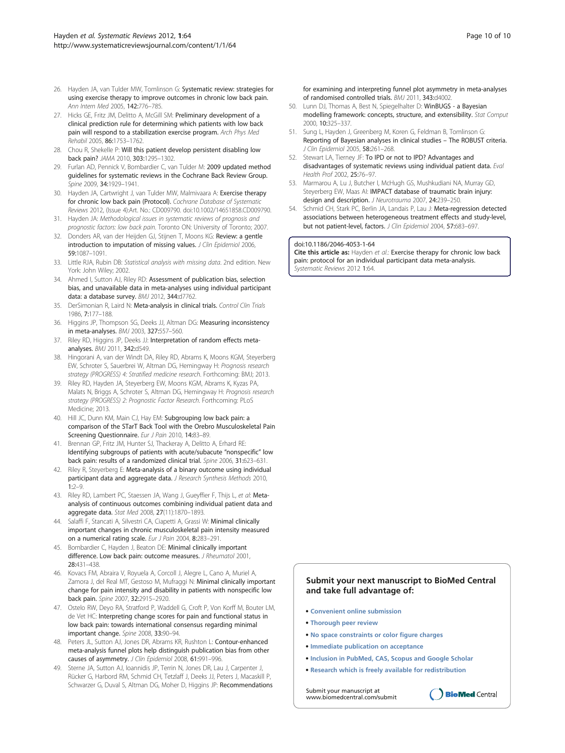26. Hayden JA, van Tulder MW, Tomlinson G: **Systematic review: strategies for using exercise therapy to improve outcomes in chronic low back pain.** *Ann Intern Med* 2005, **142**:776–785.
27. Hicks GE, Fritz JM, Delitto A, McGill SM: **Preliminary development of a clinical prediction rule for determining which patients with low back pain will respond to a stabilization exercise program.** *Arch Phys Med Rehabil* 2005, **86**:1753–1762.
28. Chou R, Shekelle P: **Will this patient develop persistent disabling low back pain?** *JAMA* 2010, **303**:1295–1302.
29. Furlan AD, Pennick V, Bombardier C, van Tulder M: **2009 updated method guidelines for systematic reviews in the Cochrane Back Review Group.** *Spine* 2009, **34**:1929–1941.
30. Hayden JA, Cartwright J, van Tulder MW, Malmivaara A: **Exercise therapy for chronic low back pain (Protocol).** *Cochrane Database of Systematic Reviews* 2012, (Issue 4):Art. No.: CD009790. doi:10.1002/14651858.CD009790.
31. Hayden JA: *Methodological issues in systematic reviews of prognosis and prognostic factors: low back pain*. Toronto ON: University of Toronto; 2007.
32. Donders AR, van der Heijden GJ, Stijnen T, Moons KG: **Review: a gentle introduction to imputation of missing values.** *J Clin Epidemiol* 2006, **59**:1087–1091.
33. Little RJA, Rubin DB: *Statistical analysis with missing data*. 2nd edition. New York: John Wiley; 2002.
34. Ahmed I, Sutton AJ, Riley RD: **Assessment of publication bias, selection bias, and unavailable data in meta-analyses using individual participant data: a database survey.** *BMJ* 2012, **344**:d7762.
35. DerSimonian R, Laird N: **Meta-analysis in clinical trials.** *Control Clin Trials* 1986, **7**:177–188.
36. Higgins JP, Thompson SG, Deeks JJ, Altman DG: **Measuring inconsistency in meta-analyses.** *BMJ* 2003, **327**:557–560.
37. Riley RD, Higgins JP, Deeks JJ: **Interpretation of random effects meta-analyses.** *BMJ* 2011, **342**:d549.
38. Hingorani A, van der Windt DA, Riley RD, Abrams K, Moons KGM, Steyerberg EW, Schroter S, Sauerbrei W, Altman DG, Hemingway H: *Prognosis research strategy (PROGRESS) 4: Stratified medicine research*. Forthcoming: BMJ; 2013.
39. Riley RD, Hayden JA, Steyerberg EW, Moons KGM, Abrams K, Kyzas PA, Malats N, Briggs A, Schroter S, Altman DG, Hemingway H: *Prognosis research strategy (PROGRESS) 2: Prognostic Factor Research*. Forthcoming: PLoS Medicine; 2013.
40. Hill JC, Dunn KM, Main CJ, Hay EM: **Subgrouping low back pain: a comparison of the STarT Back Tool with the Orebro Musculoskeletal Pain Screening Questionnaire.** *Eur J Pain* 2010, **14**:83–89.
41. Brennan GP, Fritz JM, Hunter SJ, Thackeray A, Delitto A, Erhard RE: **Identifying subgroups of patients with acute/subacute "nonspecific" low back pain: results of a randomized clinical trial.** *Spine* 2006, **31**:623–631.
42. Riley R, Steyerberg E: **Meta-analysis of a binary outcome using individual participant data and aggregate data.** *J Research Synthesis Methods* 2010, **1**:2–9.
43. Riley RD, Lambert PC, Staessen JA, Wang J, Gueyffier F, Thijs L, *et al*: **Meta-analysis of continuous outcomes combining individual patient data and aggregate data.** *Stat Med* 2008, **27**(11):1870–1893.
44. Salaffi F, Stancati A, Silvestri CA, Ciapetti A, Grassi W: **Minimal clinically important changes in chronic musculoskeletal pain intensity measured on a numerical rating scale.** *Eur J Pain* 2004, **8**:283–291.
45. Bombardier C, Hayden J, Beaton DE: **Minimal clinically important difference. Low back pain: outcome measures.** *J Rheumatol* 2001, **28**:431–438.
46. Kovacs FM, Abraira V, Royuela A, Corcoll J, Alegre L, Cano A, Muriel A, Zamora J, del Real MT, Gestoso M, Mufraggi N: **Minimal clinically important change for pain intensity and disability in patients with nonspecific low back pain.** *Spine* 2007, **32**:2915–2920.
47. Ostelo RW, Deyo RA, Stratford P, Waddell G, Croft P, Von Korff M, Bouter LM, de Vet HC: **Interpreting change scores for pain and functional status in low back pain: towards international consensus regarding minimal important change.** *Spine* 2008, **33**:90–94.
48. Peters JL, Sutton AJ, Jones DR, Abrams KR, Rushton L: **Contour-enhanced meta-analysis funnel plots help distinguish publication bias from other causes of asymmetry.** *J Clin Epidemiol* 2008, **61**:991–996.
49. Sterne JA, Sutton AJ, Ioannidis JP, Terrin N, Jones DR, Lau J, Carpenter J, Rücker G, Harbord RM, Schmid CH, Tetzlaff J, Deeks JJ, Peters J, Macaskill P, Schwarzer G, Duval S, Altman DG, Moher D, Higgins JP: **Recommendations for examining and interpreting funnel plot asymmetry in meta-analyses of randomised controlled trials.** *BMJ* 2011, **343**:d4002.
50. Lunn DJ, Thomas A, Best N, Spiegelhalter D: **WinBUGS - a Bayesian modelling framework: concepts, structure, and extensibility.** *Stat Comput* 2000, **10**:325–337.
51. Sung L, Hayden J, Greenberg M, Koren G, Feldman B, Tomlinson G: **Reporting of Bayesian analyses in clinical studies – The ROBUST criteria.** *J Clin Epidemiol* 2005, **58**:261–268.
52. Stewart LA, Tierney JF: **To IPD or not to IPD? Advantages and disadvantages of systematic reviews using individual patient data.** *Eval Health Prof* 2002, **25**:76–97.
53. Marmarou A, Lu J, Butcher I, McHugh GS, Mushkudiani NA, Murray GD, Steyerberg EW, Maas AI: **IMPACT database of traumatic brain injury: design and description.** *J Neurotrauma* 2007, **24**:239–250.
54. Schmid CH, Stark PC, Berlin JA, Landais P, Lau J: **Meta-regression detected associations between heterogeneous treatment effects and study-level, but not patient-level, factors.** *J Clin Epidemiol* 2004, **57**:683–697.

doi:10.1186/2046-4053-1-64
**Cite this article as:** Hayden *et al.*: Exercise therapy for chronic low back pain: protocol for an individual participant data meta-analysis. *Systematic Reviews* 2012 **1**:64.

**Submit your next manuscript to BioMed Central and take full advantage of:**

- Convenient online submission
- Thorough peer review
- No space constraints or color figure charges
- Immediate publication on acceptance
- Inclusion in PubMed, CAS, Scopus and Google Scholar
- Research which is freely available for redistribution

Submit your manuscript at
www.biomedcentral.com/submit

BioMed Central